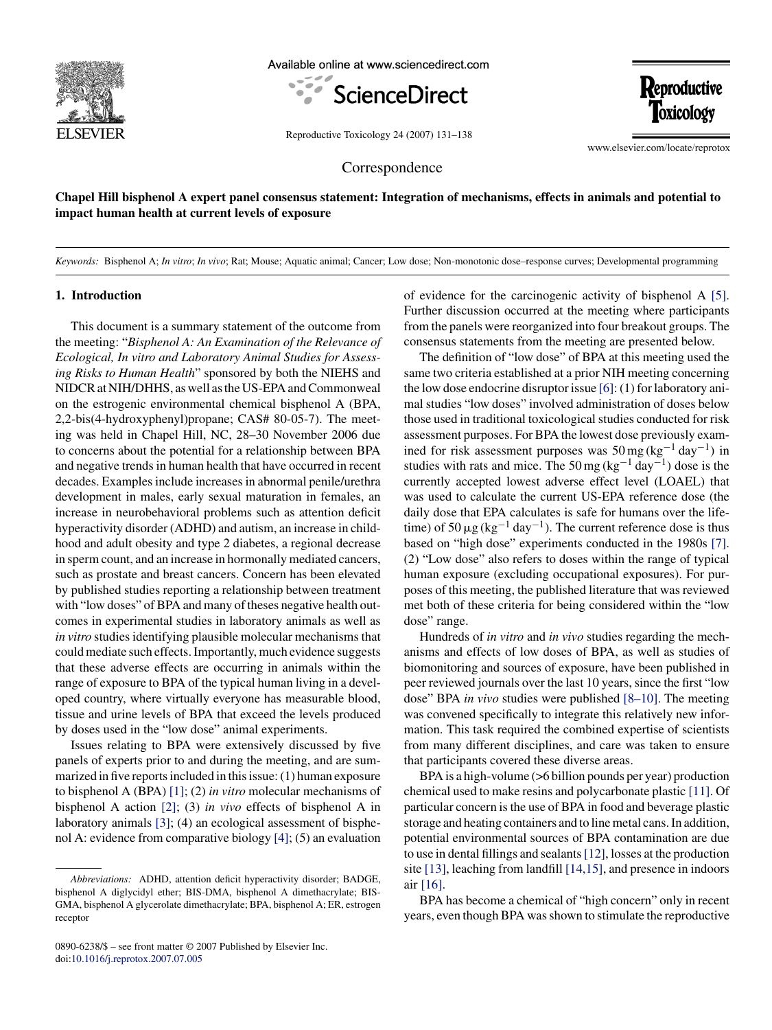Correspondence

# Chapel Hill bisphenol A expert panel consensus statement: Integration of mechanisms, effects in animals and potential to impact human health at current levels of exposure

*Keywords:* Bisphenol A; *In vitro*; *In vivo*; Rat; Mouse; Aquatic animal; Cancer; Low dose; Non-monotonic dose–response curves; Developmental programming

## 1. Introduction

This document is a summary statement of the outcome from the meeting: "*Bisphenol A: An Examination of the Relevance of Ecological, In vitro and Laboratory Animal Studies for Assessing Risks to Human Health*" sponsored by both the NIEHS and NIDCR at NIH/DHHS, as well as the US-EPA and Commonweal on the estrogenic environmental chemical bisphenol A (BPA, 2,2-bis(4-hydroxyphenyl)propane; CAS# 80-05-7). The meeting was held in Chapel Hill, NC, 28–30 November 2006 due to concerns about the potential for a relationship between BPA and negative trends in human health that have occurred in recent decades. Examples include increases in abnormal penile/urethra development in males, early sexual maturation in females, an increase in neurobehavioral problems such as attention deficit hyperactivity disorder (ADHD) and autism, an increase in childhood and adult obesity and type 2 diabetes, a regional decrease in sperm count, and an increase in hormonally mediated cancers, such as prostate and breast cancers. Concern has been elevated by published studies reporting a relationship between treatment with "low doses" of BPA and many of theses negative health outcomes in experimental studies in laboratory animals as well as *in vitro* studies identifying plausible molecular mechanisms that could mediate such effects. Importantly, much evidence suggests that these adverse effects are occurring in animals within the range of exposure to BPA of the typical human living in a developed country, where virtually everyone has measurable blood, tissue and urine levels of BPA that exceed the levels produced by doses used in the "low dose" animal experiments.

Issues relating to BPA were extensively discussed by five panels of experts prior to and during the meeting, and are summarized in five reports included in this issue: (1) human exposure to bisphenol A (BPA) [1]; (2) *in vitro* molecular mechanisms of bisphenol A action [2]; (3) *in vivo* effects of bisphenol A in laboratory animals [3]; (4) an ecological assessment of bisphenol A: evidence from comparative biology [4]; (5) an evaluation of evidence for the carcinogenic activity of bisphenol A [5]. Further discussion occurred at the meeting where participants from the panels were reorganized into four breakout groups. The consensus statements from the meeting are presented below.

The definition of "low dose" of BPA at this meeting used the same two criteria established at a prior NIH meeting concerning the low dose endocrine disruptor issue [6]: (1) for laboratory animal studies "low doses" involved administration of doses below those used in traditional toxicological studies conducted for risk assessment purposes. For BPA the lowest dose previously examined for risk assessment purposes was 50 mg ($kg^{-1}$ $day^{-1}$) in studies with rats and mice. The 50 mg ($kg^{-1}$ $day^{-1}$) dose is the currently accepted lowest adverse effect level (LOAEL) that was used to calculate the current US-EPA reference dose (the daily dose that EPA calculates is safe for humans over the lifetime) of 50 $\mu$g ($kg^{-1}$ $day^{-1}$). The current reference dose is thus based on "high dose" experiments conducted in the 1980s [7]. (2) "Low dose" also refers to doses within the range of typical human exposure (excluding occupational exposures). For purposes of this meeting, the published literature that was reviewed met both of these criteria for being considered within the "low dose" range.

Hundreds of *in vitro* and *in vivo* studies regarding the mechanisms and effects of low doses of BPA, as well as studies of biomonitoring and sources of exposure, have been published in peer reviewed journals over the last 10 years, since the first "low dose" BPA *in vivo* studies were published [8–10]. The meeting was convened specifically to integrate this relatively new information. This task required the combined expertise of scientists from many different disciplines, and care was taken to ensure that participants covered these diverse areas.

BPA is a high-volume (>6 billion pounds per year) production chemical used to make resins and polycarbonate plastic [11]. Of particular concern is the use of BPA in food and beverage plastic storage and heating containers and to line metal cans. In addition, potential environmental sources of BPA contamination are due to use in dental fillings and sealants [12], losses at the production site [13], leaching from landfill [14,15], and presence in indoors air [16].

BPA has become a chemical of "high concern" only in recent years, even though BPA was shown to stimulate the reproductive

*Abbreviations:* ADHD, attention deficit hyperactivity disorder; BADGE, bisphenol A diglycidyl ether; BIS-DMA, bisphenol A dimethacrylate; BIS-GMA, bisphenol A glycerolate dimethacrylate; BPA, bisphenol A; ER, estrogen receptor

0890-6238/$ – see front matter © 2007 Published by Elsevier Inc.
doi:10.1016/j.reprotox.2007.07.005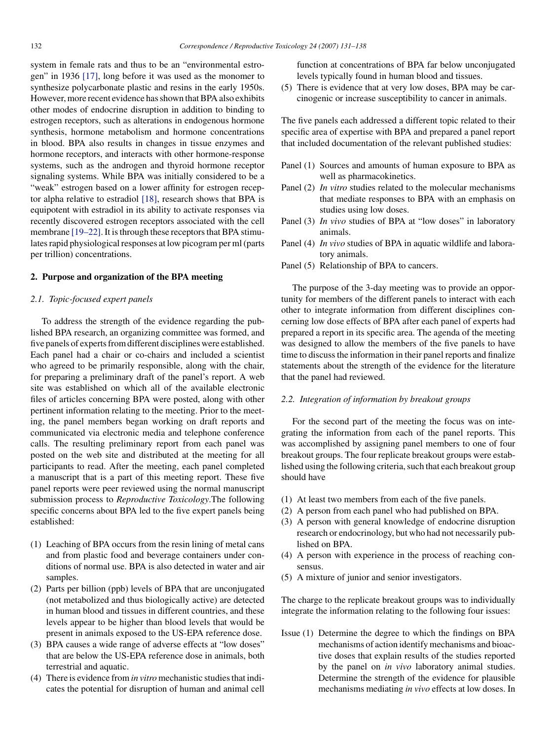system in female rats and thus to be an "environmental estrogen" in 1936 [17], long before it was used as the monomer to synthesize polycarbonate plastic and resins in the early 1950s. However, more recent evidence has shown that BPA also exhibits other modes of endocrine disruption in addition to binding to estrogen receptors, such as alterations in endogenous hormone synthesis, hormone metabolism and hormone concentrations in blood. BPA also results in changes in tissue enzymes and hormone receptors, and interacts with other hormone-response systems, such as the androgen and thyroid hormone receptor signaling systems. While BPA was initially considered to be a "weak" estrogen based on a lower affinity for estrogen receptor alpha relative to estradiol [18], research shows that BPA is equipotent with estradiol in its ability to activate responses via recently discovered estrogen receptors associated with the cell membrane [19–22]. It is through these receptors that BPA stimulates rapid physiological responses at low picogram per ml (parts per trillion) concentrations.

## 2. Purpose and organization of the BPA meeting

### 2.1. Topic-focused expert panels

To address the strength of the evidence regarding the published BPA research, an organizing committee was formed, and five panels of experts from different disciplines were established. Each panel had a chair or co-chairs and included a scientist who agreed to be primarily responsible, along with the chair, for preparing a preliminary draft of the panel's report. A web site was established on which all of the available electronic files of articles concerning BPA were posted, along with other pertinent information relating to the meeting. Prior to the meeting, the panel members began working on draft reports and communicated via electronic media and telephone conference calls. The resulting preliminary report from each panel was posted on the web site and distributed at the meeting for all participants to read. After the meeting, each panel completed a manuscript that is a part of this meeting report. These five panel reports were peer reviewed using the normal manuscript submission process to *Reproductive Toxicology*.The following specific concerns about BPA led to the five expert panels being established:

(1) Leaching of BPA occurs from the resin lining of metal cans and from plastic food and beverage containers under conditions of normal use. BPA is also detected in water and air samples.
(2) Parts per billion (ppb) levels of BPA that are unconjugated (not metabolized and thus biologically active) are detected in human blood and tissues in different countries, and these levels appear to be higher than blood levels that would be present in animals exposed to the US-EPA reference dose.
(3) BPA causes a wide range of adverse effects at "low doses" that are below the US-EPA reference dose in animals, both terrestrial and aquatic.
(4) There is evidence from *in vitro* mechanistic studies that indicates the potential for disruption of human and animal cell function at concentrations of BPA far below unconjugated levels typically found in human blood and tissues.
(5) There is evidence that at very low doses, BPA may be carcinogenic or increase susceptibility to cancer in animals.

The five panels each addressed a different topic related to their specific area of expertise with BPA and prepared a panel report that included documentation of the relevant published studies:

Panel (1) Sources and amounts of human exposure to BPA as well as pharmacokinetics.
Panel (2) *In vitro* studies related to the molecular mechanisms that mediate responses to BPA with an emphasis on studies using low doses.
Panel (3) *In vivo* studies of BPA at "low doses" in laboratory animals.
Panel (4) *In vivo* studies of BPA in aquatic wildlife and laboratory animals.
Panel (5) Relationship of BPA to cancers.

The purpose of the 3-day meeting was to provide an opportunity for members of the different panels to interact with each other to integrate information from different disciplines concerning low dose effects of BPA after each panel of experts had prepared a report in its specific area. The agenda of the meeting was designed to allow the members of the five panels to have time to discuss the information in their panel reports and finalize statements about the strength of the evidence for the literature that the panel had reviewed.

### 2.2. Integration of information by breakout groups

For the second part of the meeting the focus was on integrating the information from each of the panel reports. This was accomplished by assigning panel members to one of four breakout groups. The four replicate breakout groups were established using the following criteria, such that each breakout group should have

(1) At least two members from each of the five panels.
(2) A person from each panel who had published on BPA.
(3) A person with general knowledge of endocrine disruption research or endocrinology, but who had not necessarily published on BPA.
(4) A person with experience in the process of reaching consensus.
(5) A mixture of junior and senior investigators.

The charge to the replicate breakout groups was to individually integrate the information relating to the following four issues:

Issue (1) Determine the degree to which the findings on BPA mechanisms of action identify mechanisms and bioactive doses that explain results of the studies reported by the panel on *in vivo* laboratory animal studies. Determine the strength of the evidence for plausible mechanisms mediating *in vivo* effects at low doses. In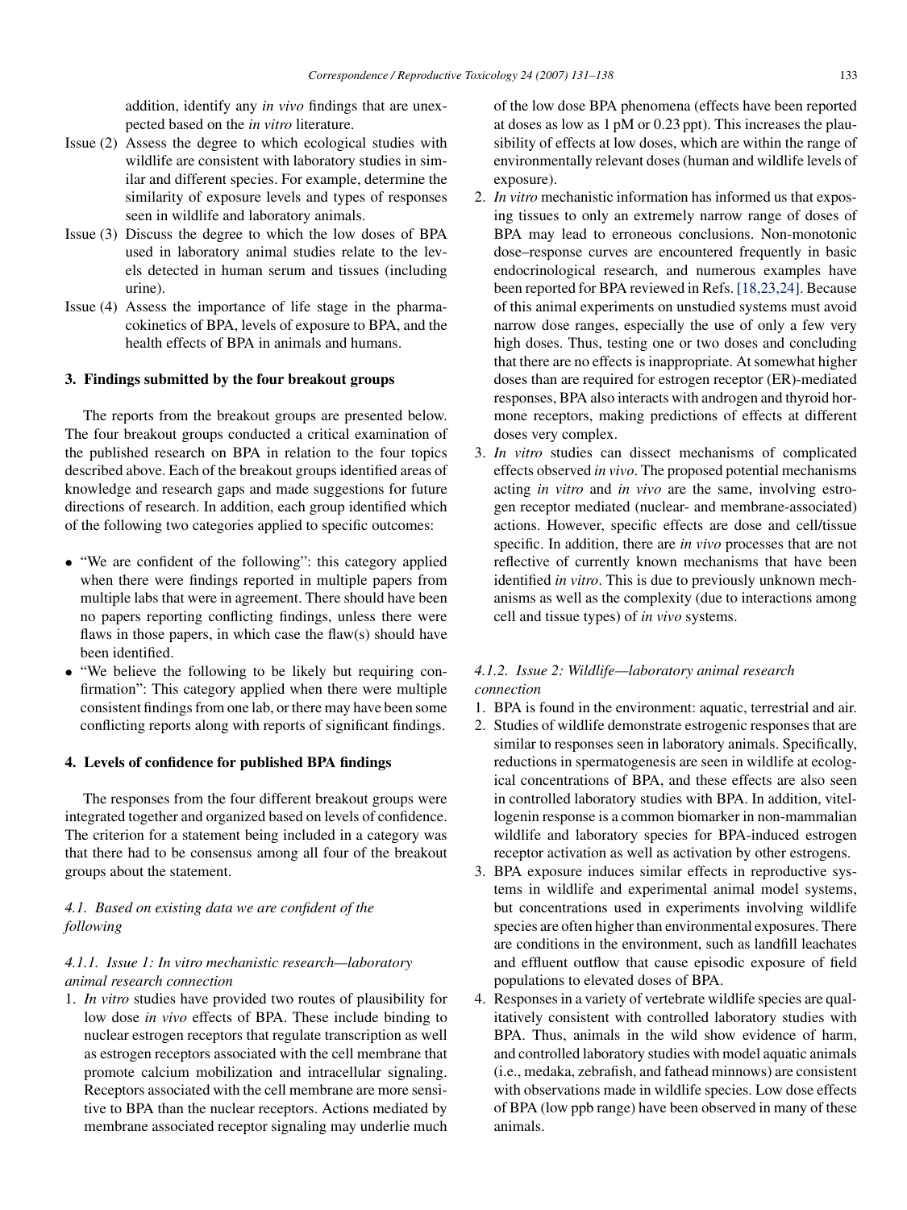addition, identify any *in vivo* findings that are unexpected based on the *in vitro* literature.

Issue (2) Assess the degree to which ecological studies with wildlife are consistent with laboratory studies in similar and different species. For example, determine the similarity of exposure levels and types of responses seen in wildlife and laboratory animals.

Issue (3) Discuss the degree to which the low doses of BPA used in laboratory animal studies relate to the levels detected in human serum and tissues (including urine).

Issue (4) Assess the importance of life stage in the pharmacokinetics of BPA, levels of exposure to BPA, and the health effects of BPA in animals and humans.

## 3. Findings submitted by the four breakout groups

The reports from the breakout groups are presented below. The four breakout groups conducted a critical examination of the published research on BPA in relation to the four topics described above. Each of the breakout groups identified areas of knowledge and research gaps and made suggestions for future directions of research. In addition, each group identified which of the following two categories applied to specific outcomes:

- "We are confident of the following": this category applied when there were findings reported in multiple papers from multiple labs that were in agreement. There should have been no papers reporting conflicting findings, unless there were flaws in those papers, in which case the flaw(s) should have been identified.
- "We believe the following to be likely but requiring confirmation": This category applied when there were multiple consistent findings from one lab, or there may have been some conflicting reports along with reports of significant findings.

## 4. Levels of confidence for published BPA findings

The responses from the four different breakout groups were integrated together and organized based on levels of confidence. The criterion for a statement being included in a category was that there had to be consensus among all four of the breakout groups about the statement.

### 4.1. Based on existing data we are confident of the following

#### 4.1.1. Issue 1: In vitro mechanistic research—laboratory animal research connection

1. *In vitro* studies have provided two routes of plausibility for low dose *in vivo* effects of BPA. These include binding to nuclear estrogen receptors that regulate transcription as well as estrogen receptors associated with the cell membrane that promote calcium mobilization and intracellular signaling. Receptors associated with the cell membrane are more sensitive to BPA than the nuclear receptors. Actions mediated by membrane associated receptor signaling may underlie much of the low dose BPA phenomena (effects have been reported at doses as low as 1 pM or 0.23 ppt). This increases the plausibility of effects at low doses, which are within the range of environmentally relevant doses (human and wildlife levels of exposure).
2. *In vitro* mechanistic information has informed us that exposing tissues to only an extremely narrow range of doses of BPA may lead to erroneous conclusions. Non-monotonic dose–response curves are encountered frequently in basic endocrinological research, and numerous examples have been reported for BPA reviewed in Refs. [18,23,24]. Because of this animal experiments on unstudied systems must avoid narrow dose ranges, especially the use of only a few very high doses. Thus, testing one or two doses and concluding that there are no effects is inappropriate. At somewhat higher doses than are required for estrogen receptor (ER)-mediated responses, BPA also interacts with androgen and thyroid hormone receptors, making predictions of effects at different doses very complex.
3. *In vitro* studies can dissect mechanisms of complicated effects observed *in vivo*. The proposed potential mechanisms acting *in vitro* and *in vivo* are the same, involving estrogen receptor mediated (nuclear- and membrane-associated) actions. However, specific effects are dose and cell/tissue specific. In addition, there are *in vivo* processes that are not reflective of currently known mechanisms that have been identified *in vitro*. This is due to previously unknown mechanisms as well as the complexity (due to interactions among cell and tissue types) of *in vivo* systems.

#### 4.1.2. Issue 2: Wildlife—laboratory animal research connection

1. BPA is found in the environment: aquatic, terrestrial and air.
2. Studies of wildlife demonstrate estrogenic responses that are similar to responses seen in laboratory animals. Specifically, reductions in spermatogenesis are seen in wildlife at ecological concentrations of BPA, and these effects are also seen in controlled laboratory studies with BPA. In addition, vitellogenin response is a common biomarker in non-mammalian wildlife and laboratory species for BPA-induced estrogen receptor activation as well as activation by other estrogens.
3. BPA exposure induces similar effects in reproductive systems in wildlife and experimental animal model systems, but concentrations used in experiments involving wildlife species are often higher than environmental exposures. There are conditions in the environment, such as landfill leachates and effluent outflow that cause episodic exposure of field populations to elevated doses of BPA.
4. Responses in a variety of vertebrate wildlife species are qualitatively consistent with controlled laboratory studies with BPA. Thus, animals in the wild show evidence of harm, and controlled laboratory studies with model aquatic animals (i.e., medaka, zebrafish, and fathead minnows) are consistent with observations made in wildlife species. Low dose effects of BPA (low ppb range) have been observed in many of these animals.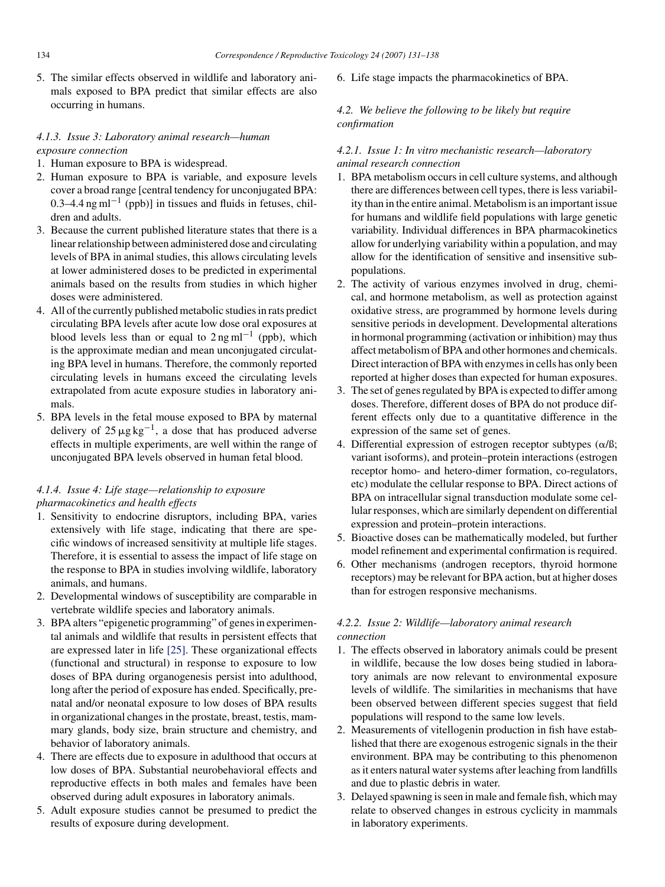5. The similar effects observed in wildlife and laboratory animals exposed to BPA predict that similar effects are also occurring in humans.

#### 4.1.3. Issue 3: Laboratory animal research—human exposure connection

1. Human exposure to BPA is widespread.
2. Human exposure to BPA is variable, and exposure levels cover a broad range [central tendency for unconjugated BPA: 0.3–4.4 ng $ml^{-1}$ (ppb)] in tissues and fluids in fetuses, children and adults.
3. Because the current published literature states that there is a linear relationship between administered dose and circulating levels of BPA in animal studies, this allows circulating levels at lower administered doses to be predicted in experimental animals based on the results from studies in which higher doses were administered.
4. All of the currently published metabolic studies in rats predict circulating BPA levels after acute low dose oral exposures at blood levels less than or equal to 2 ng $ml^{-1}$ (ppb), which is the approximate median and mean unconjugated circulating BPA level in humans. Therefore, the commonly reported circulating levels in humans exceed the circulating levels extrapolated from acute exposure studies in laboratory animals.
5. BPA levels in the fetal mouse exposed to BPA by maternal delivery of 25 μg $kg^{-1}$, a dose that has produced adverse effects in multiple experiments, are well within the range of unconjugated BPA levels observed in human fetal blood.

#### 4.1.4. Issue 4: Life stage—relationship to exposure pharmacokinetics and health effects

1. Sensitivity to endocrine disruptors, including BPA, varies extensively with life stage, indicating that there are specific windows of increased sensitivity at multiple life stages. Therefore, it is essential to assess the impact of life stage on the response to BPA in studies involving wildlife, laboratory animals, and humans.
2. Developmental windows of susceptibility are comparable in vertebrate wildlife species and laboratory animals.
3. BPA alters "epigenetic programming" of genes in experimental animals and wildlife that results in persistent effects that are expressed later in life [25]. These organizational effects (functional and structural) in response to exposure to low doses of BPA during organogenesis persist into adulthood, long after the period of exposure has ended. Specifically, prenatal and/or neonatal exposure to low doses of BPA results in organizational changes in the prostate, breast, testis, mammary glands, body size, brain structure and chemistry, and behavior of laboratory animals.
4. There are effects due to exposure in adulthood that occurs at low doses of BPA. Substantial neurobehavioral effects and reproductive effects in both males and females have been observed during adult exposures in laboratory animals.
5. Adult exposure studies cannot be presumed to predict the results of exposure during development.
6. Life stage impacts the pharmacokinetics of BPA.

### 4.2. We believe the following to be likely but require confirmation

#### 4.2.1. Issue 1: In vitro mechanistic research—laboratory animal research connection

1. BPA metabolism occurs in cell culture systems, and although there are differences between cell types, there is less variability than in the entire animal. Metabolism is an important issue for humans and wildlife field populations with large genetic variability. Individual differences in BPA pharmacokinetics allow for underlying variability within a population, and may allow for the identification of sensitive and insensitive subpopulations.
2. The activity of various enzymes involved in drug, chemical, and hormone metabolism, as well as protection against oxidative stress, are programmed by hormone levels during sensitive periods in development. Developmental alterations in hormonal programming (activation or inhibition) may thus affect metabolism of BPA and other hormones and chemicals. Direct interaction of BPA with enzymes in cells has only been reported at higher doses than expected for human exposures.
3. The set of genes regulated by BPA is expected to differ among doses. Therefore, different doses of BPA do not produce different effects only due to a quantitative difference in the expression of the same set of genes.
4. Differential expression of estrogen receptor subtypes (α/ß; variant isoforms), and protein–protein interactions (estrogen receptor homo- and hetero-dimer formation, co-regulators, etc) modulate the cellular response to BPA. Direct actions of BPA on intracellular signal transduction modulate some cellular responses, which are similarly dependent on differential expression and protein–protein interactions.
5. Bioactive doses can be mathematically modeled, but further model refinement and experimental confirmation is required.
6. Other mechanisms (androgen receptors, thyroid hormone receptors) may be relevant for BPA action, but at higher doses than for estrogen responsive mechanisms.

#### 4.2.2. Issue 2: Wildlife—laboratory animal research connection

1. The effects observed in laboratory animals could be present in wildlife, because the low doses being studied in laboratory animals are now relevant to environmental exposure levels of wildlife. The similarities in mechanisms that have been observed between different species suggest that field populations will respond to the same low levels.
2. Measurements of vitellogenin production in fish have established that there are exogenous estrogenic signals in the their environment. BPA may be contributing to this phenomenon as it enters natural water systems after leaching from landfills and due to plastic debris in water.
3. Delayed spawning is seen in male and female fish, which may relate to observed changes in estrous cyclicity in mammals in laboratory experiments.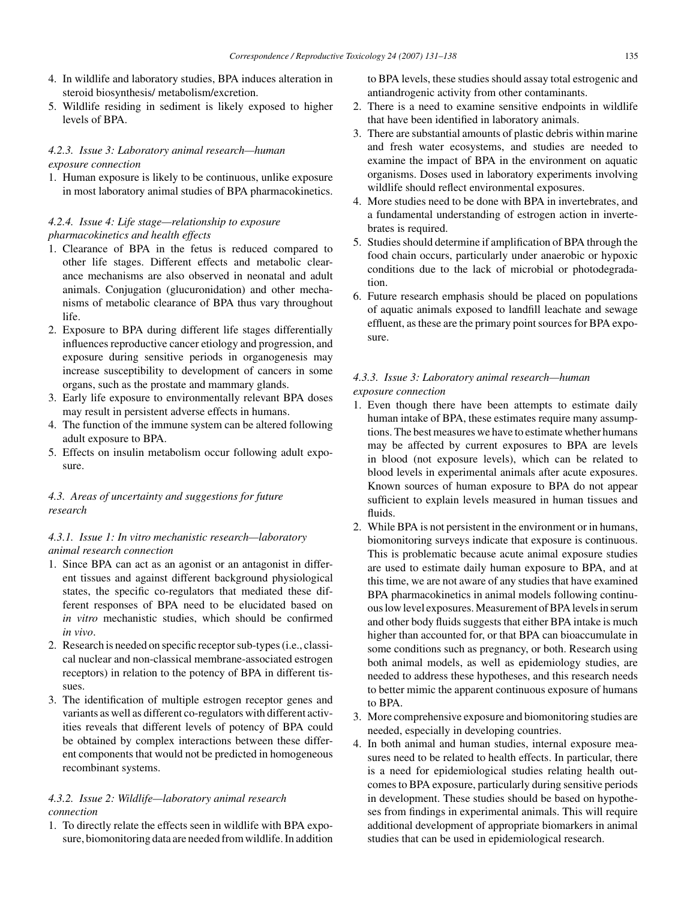4. In wildlife and laboratory studies, BPA induces alteration in steroid biosynthesis/ metabolism/excretion.
5. Wildlife residing in sediment is likely exposed to higher levels of BPA.

#### 4.2.3. Issue 3: Laboratory animal research—human exposure connection

1. Human exposure is likely to be continuous, unlike exposure in most laboratory animal studies of BPA pharmacokinetics.

#### 4.2.4. Issue 4: Life stage—relationship to exposure pharmacokinetics and health effects

1. Clearance of BPA in the fetus is reduced compared to other life stages. Different effects and metabolic clearance mechanisms are also observed in neonatal and adult animals. Conjugation (glucuronidation) and other mechanisms of metabolic clearance of BPA thus vary throughout life.
2. Exposure to BPA during different life stages differentially influences reproductive cancer etiology and progression, and exposure during sensitive periods in organogenesis may increase susceptibility to development of cancers in some organs, such as the prostate and mammary glands.
3. Early life exposure to environmentally relevant BPA doses may result in persistent adverse effects in humans.
4. The function of the immune system can be altered following adult exposure to BPA.
5. Effects on insulin metabolism occur following adult exposure.

### 4.3. Areas of uncertainty and suggestions for future research

#### 4.3.1. Issue 1: In vitro mechanistic research—laboratory animal research connection

1. Since BPA can act as an agonist or an antagonist in different tissues and against different background physiological states, the specific co-regulators that mediated these different responses of BPA need to be elucidated based on *in vitro* mechanistic studies, which should be confirmed *in vivo*.
2. Research is needed on specific receptor sub-types (i.e., classical nuclear and non-classical membrane-associated estrogen receptors) in relation to the potency of BPA in different tissues.
3. The identification of multiple estrogen receptor genes and variants as well as different co-regulators with different activities reveals that different levels of potency of BPA could be obtained by complex interactions between these different components that would not be predicted in homogeneous recombinant systems.

#### 4.3.2. Issue 2: Wildlife—laboratory animal research connection

1. To directly relate the effects seen in wildlife with BPA exposure, biomonitoring data are needed from wildlife. In addition to BPA levels, these studies should assay total estrogenic and antiandrogenic activity from other contaminants.
2. There is a need to examine sensitive endpoints in wildlife that have been identified in laboratory animals.
3. There are substantial amounts of plastic debris within marine and fresh water ecosystems, and studies are needed to examine the impact of BPA in the environment on aquatic organisms. Doses used in laboratory experiments involving wildlife should reflect environmental exposures.
4. More studies need to be done with BPA in invertebrates, and a fundamental understanding of estrogen action in invertebrates is required.
5. Studies should determine if amplification of BPA through the food chain occurs, particularly under anaerobic or hypoxic conditions due to the lack of microbial or photodegradation.
6. Future research emphasis should be placed on populations of aquatic animals exposed to landfill leachate and sewage effluent, as these are the primary point sources for BPA exposure.

#### 4.3.3. Issue 3: Laboratory animal research—human exposure connection

1. Even though there have been attempts to estimate daily human intake of BPA, these estimates require many assumptions. The best measures we have to estimate whether humans may be affected by current exposures to BPA are levels in blood (not exposure levels), which can be related to blood levels in experimental animals after acute exposures. Known sources of human exposure to BPA do not appear sufficient to explain levels measured in human tissues and fluids.
2. While BPA is not persistent in the environment or in humans, biomonitoring surveys indicate that exposure is continuous. This is problematic because acute animal exposure studies are used to estimate daily human exposure to BPA, and at this time, we are not aware of any studies that have examined BPA pharmacokinetics in animal models following continuous low level exposures. Measurement of BPA levels in serum and other body fluids suggests that either BPA intake is much higher than accounted for, or that BPA can bioaccumulate in some conditions such as pregnancy, or both. Research using both animal models, as well as epidemiology studies, are needed to address these hypotheses, and this research needs to better mimic the apparent continuous exposure of humans to BPA.
3. More comprehensive exposure and biomonitoring studies are needed, especially in developing countries.
4. In both animal and human studies, internal exposure measures need to be related to health effects. In particular, there is a need for epidemiological studies relating health outcomes to BPA exposure, particularly during sensitive periods in development. These studies should be based on hypotheses from findings in experimental animals. This will require additional development of appropriate biomarkers in animal studies that can be used in epidemiological research.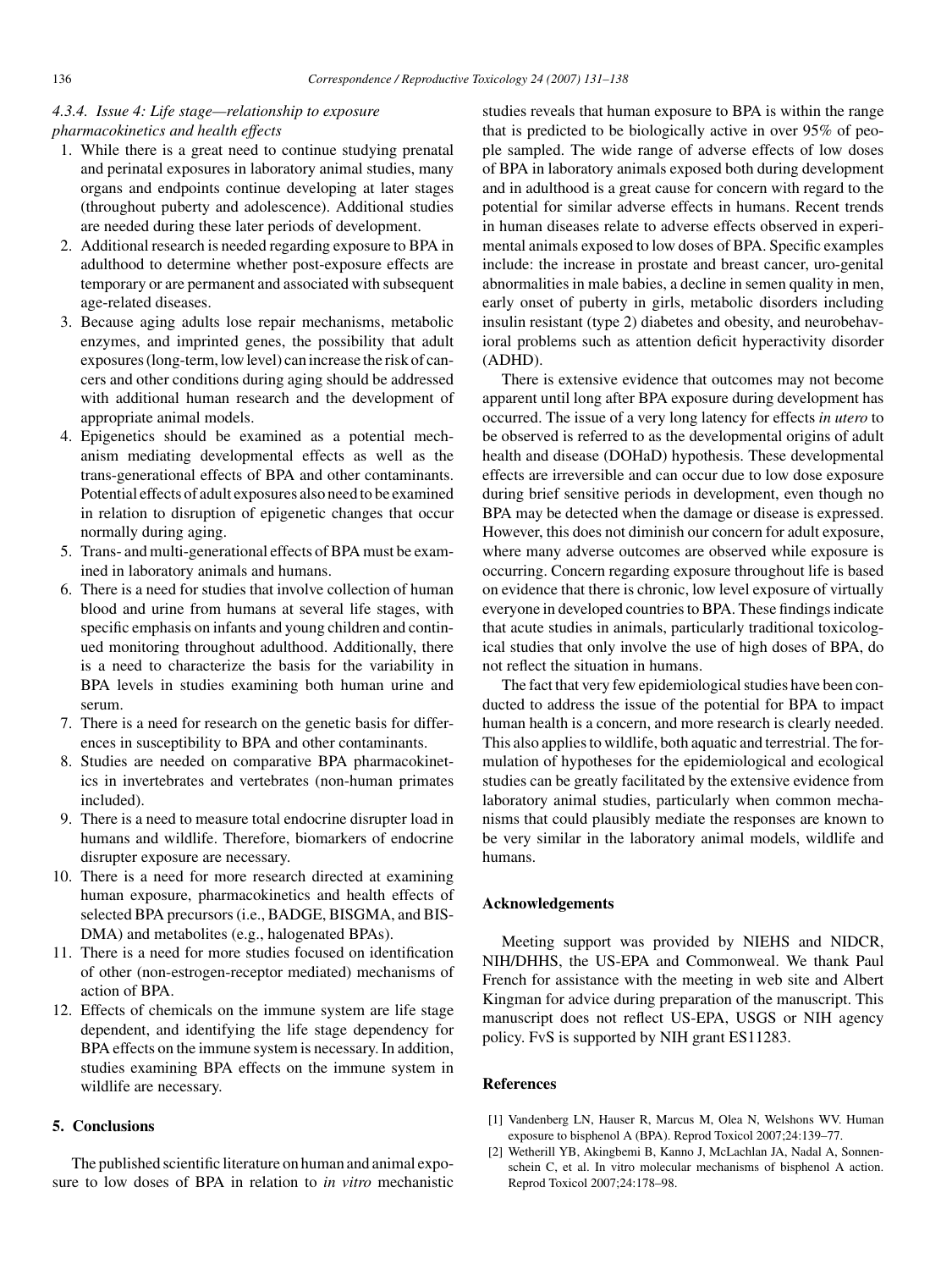#### 4.3.4. Issue 4: Life stage—relationship to exposure pharmacokinetics and health effects

1. While there is a great need to continue studying prenatal and perinatal exposures in laboratory animal studies, many organs and endpoints continue developing at later stages (throughout puberty and adolescence). Additional studies are needed during these later periods of development.
2. Additional research is needed regarding exposure to BPA in adulthood to determine whether post-exposure effects are temporary or are permanent and associated with subsequent age-related diseases.
3. Because aging adults lose repair mechanisms, metabolic enzymes, and imprinted genes, the possibility that adult exposures (long-term, low level) can increase the risk of cancers and other conditions during aging should be addressed with additional human research and the development of appropriate animal models.
4. Epigenetics should be examined as a potential mechanism mediating developmental effects as well as the trans-generational effects of BPA and other contaminants. Potential effects of adult exposures also need to be examined in relation to disruption of epigenetic changes that occur normally during aging.
5. Trans- and multi-generational effects of BPA must be examined in laboratory animals and humans.
6. There is a need for studies that involve collection of human blood and urine from humans at several life stages, with specific emphasis on infants and young children and continued monitoring throughout adulthood. Additionally, there is a need to characterize the basis for the variability in BPA levels in studies examining both human urine and serum.
7. There is a need for research on the genetic basis for differences in susceptibility to BPA and other contaminants.
8. Studies are needed on comparative BPA pharmacokinetics in invertebrates and vertebrates (non-human primates included).
9. There is a need to measure total endocrine disrupter load in humans and wildlife. Therefore, biomarkers of endocrine disrupter exposure are necessary.
10. There is a need for more research directed at examining human exposure, pharmacokinetics and health effects of selected BPA precursors (i.e., BADGE, BISGMA, and BISDMA) and metabolites (e.g., halogenated BPAs).
11. There is a need for more studies focused on identification of other (non-estrogen-receptor mediated) mechanisms of action of BPA.
12. Effects of chemicals on the immune system are life stage dependent, and identifying the life stage dependency for BPA effects on the immune system is necessary. In addition, studies examining BPA effects on the immune system in wildlife are necessary.

## 5. Conclusions

The published scientific literature on human and animal exposure to low doses of BPA in relation to *in vitro* mechanistic studies reveals that human exposure to BPA is within the range that is predicted to be biologically active in over 95% of people sampled. The wide range of adverse effects of low doses of BPA in laboratory animals exposed both during development and in adulthood is a great cause for concern with regard to the potential for similar adverse effects in humans. Recent trends in human diseases relate to adverse effects observed in experimental animals exposed to low doses of BPA. Specific examples include: the increase in prostate and breast cancer, uro-genital abnormalities in male babies, a decline in semen quality in men, early onset of puberty in girls, metabolic disorders including insulin resistant (type 2) diabetes and obesity, and neurobehavioral problems such as attention deficit hyperactivity disorder (ADHD).

There is extensive evidence that outcomes may not become apparent until long after BPA exposure during development has occurred. The issue of a very long latency for effects *in utero* to be observed is referred to as the developmental origins of adult health and disease (DOHaD) hypothesis. These developmental effects are irreversible and can occur due to low dose exposure during brief sensitive periods in development, even though no BPA may be detected when the damage or disease is expressed. However, this does not diminish our concern for adult exposure, where many adverse outcomes are observed while exposure is occurring. Concern regarding exposure throughout life is based on evidence that there is chronic, low level exposure of virtually everyone in developed countries to BPA. These findings indicate that acute studies in animals, particularly traditional toxicological studies that only involve the use of high doses of BPA, do not reflect the situation in humans.

The fact that very few epidemiological studies have been conducted to address the issue of the potential for BPA to impact human health is a concern, and more research is clearly needed. This also applies to wildlife, both aquatic and terrestrial. The formulation of hypotheses for the epidemiological and ecological studies can be greatly facilitated by the extensive evidence from laboratory animal studies, particularly when common mechanisms that could plausibly mediate the responses are known to be very similar in the laboratory animal models, wildlife and humans.

## Acknowledgements

Meeting support was provided by NIEHS and NIDCR, NIH/DHHS, the US-EPA and Commonweal. We thank Paul French for assistance with the meeting in web site and Albert Kingman for advice during preparation of the manuscript. This manuscript does not reflect US-EPA, USGS or NIH agency policy. FvS is supported by NIH grant ES11283.

## References

[1] Vandenberg LN, Hauser R, Marcus M, Olea N, Welshons WV. Human exposure to bisphenol A (BPA). Reprod Toxicol 2007;24:139–77.

[2] Wetherill YB, Akingbemi B, Kanno J, McLachlan JA, Nadal A, Sonnenschein C, et al. In vitro molecular mechanisms of bisphenol A action. Reprod Toxicol 2007;24:178–98.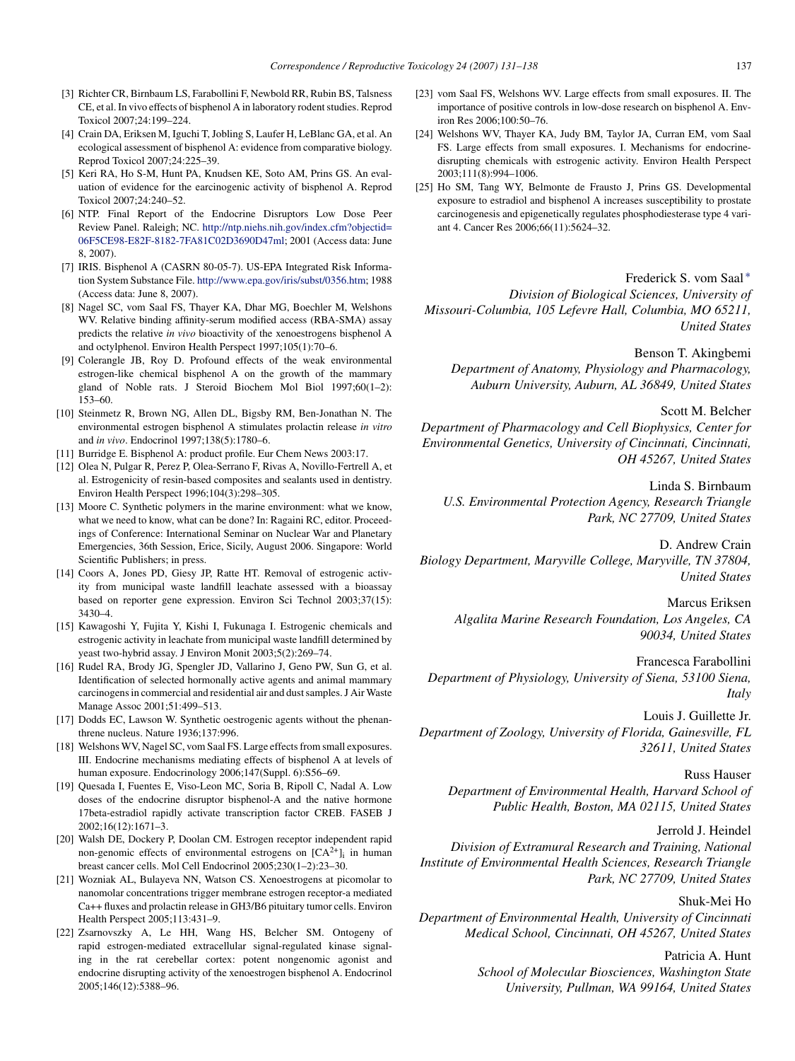[3] Richter CR, Birnbaum LS, Farabollini F, Newbold RR, Rubin BS, Talsness CE, et al. In vivo effects of bisphenol A in laboratory rodent studies. Reprod Toxicol 2007;24:199–224.

[4] Crain DA, Eriksen M, Iguchi T, Jobling S, Laufer H, LeBlanc GA, et al. An ecological assessment of bisphenol A: evidence from comparative biology. Reprod Toxicol 2007;24:225–39.

[5] Keri RA, Ho S-M, Hunt PA, Knudsen KE, Soto AM, Prins GS. An evaluation of evidence for the earcinogenic activity of bisphenol A. Reprod Toxicol 2007;24:240–52.

[6] NTP. Final Report of the Endocrine Disruptors Low Dose Peer Review Panel. Raleigh; NC. http://ntp.niehs.nih.gov/index.cfm?objectid=06F5CE98-E82F-8182-7FA81C02D3690D47ml; 2001 (Access data: June 8, 2007).

[7] IRIS. Bisphenol A (CASRN 80-05-7). US-EPA Integrated Risk Information System Substance File. http://www.epa.gov/iris/subst/0356.htm; 1988 (Access data: June 8, 2007).

[8] Nagel SC, vom Saal FS, Thayer KA, Dhar MG, Boechler M, Welshons WV. Relative binding affinity-serum modified access (RBA-SMA) assay predicts the relative *in vivo* bioactivity of the xenoestrogens bisphenol A and octylphenol. Environ Health Perspect 1997;105(1):70–6.

[9] Colerangle JB, Roy D. Profound effects of the weak environmental estrogen-like chemical bisphenol A on the growth of the mammary gland of Noble rats. J Steroid Biochem Mol Biol 1997;60(1–2):153–60.

[10] Steinmetz R, Brown NG, Allen DL, Bigsby RM, Ben-Jonathan N. The environmental estrogen bisphenol A stimulates prolactin release *in vitro* and *in vivo*. Endocrinol 1997;138(5):1780–6.

[11] Burridge E. Bisphenol A: product profile. Eur Chem News 2003:17.

[12] Olea N, Pulgar R, Perez P, Olea-Serrano F, Rivas A, Novillo-Fertrell A, et al. Estrogenicity of resin-based composites and sealants used in dentistry. Environ Health Perspect 1996;104(3):298–305.

[13] Moore C. Synthetic polymers in the marine environment: what we know, what we need to know, what can be done? In: Ragaini RC, editor. Proceedings of Conference: International Seminar on Nuclear War and Planetary Emergencies, 36th Session, Erice, Sicily, August 2006. Singapore: World Scientific Publishers; in press.

[14] Coors A, Jones PD, Giesy JP, Ratte HT. Removal of estrogenic activity from municipal waste landfill leachate assessed with a bioassay based on reporter gene expression. Environ Sci Technol 2003;37(15):3430–4.

[15] Kawagoshi Y, Fujita Y, Kishi I, Fukunaga I. Estrogenic chemicals and estrogenic activity in leachate from municipal waste landfill determined by yeast two-hybrid assay. J Environ Monit 2003;5(2):269–74.

[16] Rudel RA, Brody JG, Spengler JD, Vallarino J, Geno PW, Sun G, et al. Identification of selected hormonally active agents and animal mammary carcinogens in commercial and residential air and dust samples. J Air Waste Manage Assoc 2001;51:499–513.

[17] Dodds EC, Lawson W. Synthetic oestrogenic agents without the phenanthrene nucleus. Nature 1936;137:996.

[18] Welshons WV, Nagel SC, vom Saal FS. Large effects from small exposures. III. Endocrine mechanisms mediating effects of bisphenol A at levels of human exposure. Endocrinology 2006;147(Suppl. 6):S56–69.

[19] Quesada I, Fuentes E, Viso-Leon MC, Soria B, Ripoll C, Nadal A. Low doses of the endocrine disruptor bisphenol-A and the native hormone 17beta-estradiol rapidly activate transcription factor CREB. FASEB J 2002;16(12):1671–3.

[20] Walsh DE, Dockery P, Doolan CM. Estrogen receptor independent rapid non-genomic effects of environmental estrogens on $[Ca^{2+}]_i$ in human breast cancer cells. Mol Cell Endocrinol 2005;230(1–2):23–30.

[21] Wozniak AL, Bulayeva NN, Watson CS. Xenoestrogens at picomolar to nanomolar concentrations trigger membrane estrogen receptor-a mediated Ca++ fluxes and prolactin release in GH3/B6 pituitary tumor cells. Environ Health Perspect 2005;113:431–9.

[22] Zsarnovszky A, Le HH, Wang HS, Belcher SM. Ontogeny of rapid estrogen-mediated extracellular signal-regulated kinase signaling in the rat cerebellar cortex: potent nongenomic agonist and endocrine disrupting activity of the xenoestrogen bisphenol A. Endocrinol 2005;146(12):5388–96.

[23] vom Saal FS, Welshons WV. Large effects from small exposures. II. The importance of positive controls in low-dose research on bisphenol A. Environ Res 2006;100:50–76.

[24] Welshons WV, Thayer KA, Judy BM, Taylor JA, Curran EM, vom Saal FS. Large effects from small exposures. I. Mechanisms for endocrine-disrupting chemicals with estrogenic activity. Environ Health Perspect 2003;111(8):994–1006.

[25] Ho SM, Tang WY, Belmonte de Frausto J, Prins GS. Developmental exposure to estradiol and bisphenol A increases susceptibility to prostate carcinogenesis and epigenetically regulates phosphodiesterase type 4 variant 4. Cancer Res 2006;66(11):5624–32.

Frederick S. vom Saal*
*Division of Biological Sciences, University of Missouri-Columbia, 105 Lefevre Hall, Columbia, MO 65211, United States*

Benson T. Akingbemi
*Department of Anatomy, Physiology and Pharmacology, Auburn University, Auburn, AL 36849, United States*

Scott M. Belcher
*Department of Pharmacology and Cell Biophysics, Center for Environmental Genetics, University of Cincinnati, Cincinnati, OH 45267, United States*

Linda S. Birnbaum
*U.S. Environmental Protection Agency, Research Triangle Park, NC 27709, United States*

D. Andrew Crain
*Biology Department, Maryville College, Maryville, TN 37804, United States*

Marcus Eriksen
*Algalita Marine Research Foundation, Los Angeles, CA 90034, United States*

Francesca Farabollini
*Department of Physiology, University of Siena, 53100 Siena, Italy*

Louis J. Guillette Jr.
*Department of Zoology, University of Florida, Gainesville, FL 32611, United States*

Russ Hauser
*Department of Environmental Health, Harvard School of Public Health, Boston, MA 02115, United States*

Jerrold J. Heindel
*Division of Extramural Research and Training, National Institute of Environmental Health Sciences, Research Triangle Park, NC 27709, United States*

Shuk-Mei Ho
*Department of Environmental Health, University of Cincinnati Medical School, Cincinnati, OH 45267, United States*

Patricia A. Hunt
*School of Molecular Biosciences, Washington State University, Pullman, WA 99164, United States*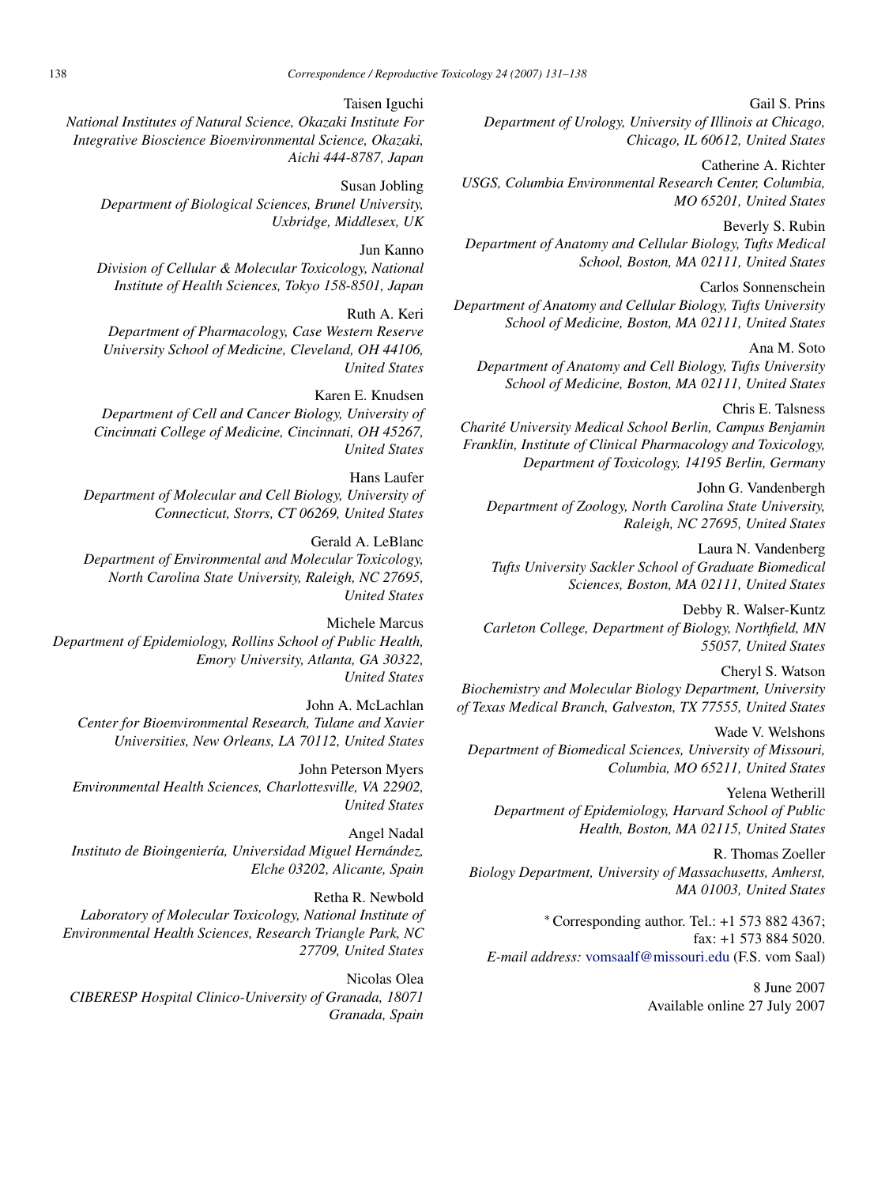Taisen Iguchi
*National Institutes of Natural Science, Okazaki Institute For Integrative Bioscience Bioenvironmental Science, Okazaki, Aichi 444-8787, Japan*

Susan Jobling
*Department of Biological Sciences, Brunel University, Uxbridge, Middlesex, UK*

Jun Kanno
*Division of Cellular & Molecular Toxicology, National Institute of Health Sciences, Tokyo 158-8501, Japan*

Ruth A. Keri
*Department of Pharmacology, Case Western Reserve University School of Medicine, Cleveland, OH 44106, United States*

Karen E. Knudsen
*Department of Cell and Cancer Biology, University of Cincinnati College of Medicine, Cincinnati, OH 45267, United States*

Hans Laufer
*Department of Molecular and Cell Biology, University of Connecticut, Storrs, CT 06269, United States*

Gerald A. LeBlanc
*Department of Environmental and Molecular Toxicology, North Carolina State University, Raleigh, NC 27695, United States*

Michele Marcus
*Department of Epidemiology, Rollins School of Public Health, Emory University, Atlanta, GA 30322, United States*

John A. McLachlan
*Center for Bioenvironmental Research, Tulane and Xavier Universities, New Orleans, LA 70112, United States*

John Peterson Myers
*Environmental Health Sciences, Charlottesville, VA 22902, United States*

Angel Nadal
*Instituto de Bioingeniería, Universidad Miguel Hernández, Elche 03202, Alicante, Spain*

Retha R. Newbold
*Laboratory of Molecular Toxicology, National Institute of Environmental Health Sciences, Research Triangle Park, NC 27709, United States*

Nicolas Olea
*CIBERESP Hospital Clinico-University of Granada, 18071 Granada, Spain*

Gail S. Prins
*Department of Urology, University of Illinois at Chicago, Chicago, IL 60612, United States*

Catherine A. Richter
*USGS, Columbia Environmental Research Center, Columbia, MO 65201, United States*

Beverly S. Rubin
*Department of Anatomy and Cellular Biology, Tufts Medical School, Boston, MA 02111, United States*

Carlos Sonnenschein
*Department of Anatomy and Cellular Biology, Tufts University School of Medicine, Boston, MA 02111, United States*

Ana M. Soto
*Department of Anatomy and Cell Biology, Tufts University School of Medicine, Boston, MA 02111, United States*

Chris E. Talsness
*Charité University Medical School Berlin, Campus Benjamin Franklin, Institute of Clinical Pharmacology and Toxicology, Department of Toxicology, 14195 Berlin, Germany*

John G. Vandenbergh
*Department of Zoology, North Carolina State University, Raleigh, NC 27695, United States*

Laura N. Vandenberg
*Tufts University Sackler School of Graduate Biomedical Sciences, Boston, MA 02111, United States*

Debby R. Walser-Kuntz
*Carleton College, Department of Biology, Northfield, MN 55057, United States*

Cheryl S. Watson
*Biochemistry and Molecular Biology Department, University of Texas Medical Branch, Galveston, TX 77555, United States*

Wade V. Welshons
*Department of Biomedical Sciences, University of Missouri, Columbia, MO 65211, United States*

Yelena Wetherill
*Department of Epidemiology, Harvard School of Public Health, Boston, MA 02115, United States*

R. Thomas Zoeller
*Biology Department, University of Massachusetts, Amherst, MA 01003, United States*

\* Corresponding author. Tel.: +1 573 882 4367; fax: +1 573 884 5020.
*E-mail address:* vomsaalf@missouri.edu (F.S. vom Saal)

8 June 2007
Available online 27 July 2007